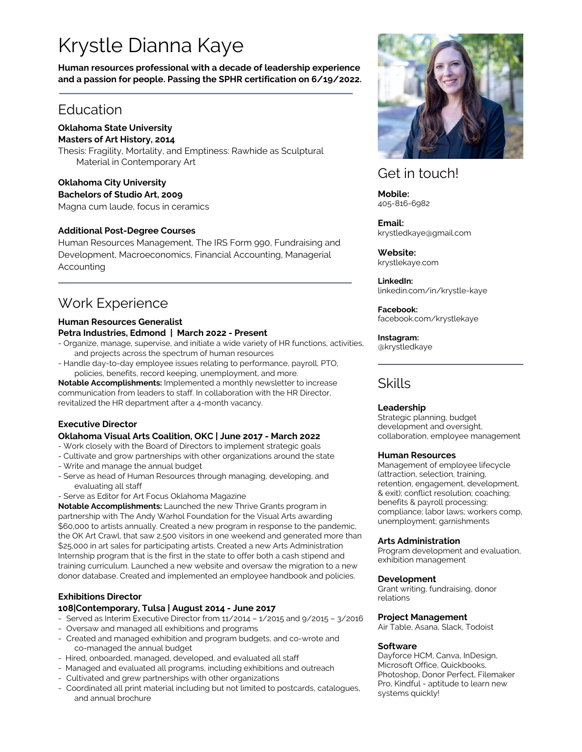# Krystle Dianna Kaye

**Human resources professional with a decade of leadership experience and a passion for people. Passing the SPHR certification on 6/19/2022.**

## Education

**Oklahoma State University**
**Masters of Art History, 2014**
Thesis: Fragility, Mortality, and Emptiness: Rawhide as Sculptural Material in Contemporary Art

**Oklahoma City University**
**Bachelors of Studio Art, 2009**
Magna cum laude, focus in ceramics

**Additional Post-Degree Courses**
Human Resources Management, The IRS Form 990, Fundraising and Development, Macroeconomics, Financial Accounting, Managerial Accounting

## Work Experience

**Human Resources Generalist**
**Petra Industries, Edmond | March 2022 - Present**

- Organize, manage, supervise, and initiate a wide variety of HR functions, activities, and projects across the spectrum of human resources
- Handle day-to-day employee issues relating to performance, payroll, PTO, policies, benefits, record keeping, unemployment, and more.

**Notable Accomplishments:** Implemented a monthly newsletter to increase communication from leaders to staff. In collaboration with the HR Director, revitalized the HR department after a 4-month vacancy.

**Executive Director**
**Oklahoma Visual Arts Coalition, OKC | June 2017 - March 2022**

- Work closely with the Board of Directors to implement strategic goals
- Cultivate and grow partnerships with other organizations around the state
- Write and manage the annual budget
- Serve as head of Human Resources through managing, developing, and evaluating all staff
- Serve as Editor for Art Focus Oklahoma Magazine

**Notable Accomplishments:** Launched the new Thrive Grants program in partnership with The Andy Warhol Foundation for the Visual Arts awarding $60,000 to artists annually. Created a new program in response to the pandemic, the OK Art Crawl, that saw 2,500 visitors in one weekend and generated more than $25,000 in art sales for participating artists. Created a new Arts Administration Internship program that is the first in the state to offer both a cash stipend and training curriculum. Launched a new website and oversaw the migration to a new donor database. Created and implemented an employee handbook and policies.

**Exhibitions Director**
**108|Contemporary, Tulsa | August 2014 - June 2017**

- Served as Interim Executive Director from 11/2014 – 1/2015 and 9/2015 – 3/2016
- Oversaw and managed all exhibitions and programs
- Created and managed exhibition and program budgets, and co-wrote and co-managed the annual budget
- Hired, onboarded, managed, developed, and evaluated all staff
- Managed and evaluated all programs, including exhibitions and outreach
- Cultivated and grew partnerships with other organizations
- Coordinated all print material including but not limited to postcards, catalogues, and annual brochure

## Get in touch!

**Mobile:**
405-816-6982

**Email:**
krystledkaye@gmail.com

**Website:**
krystlekaye.com

**LinkedIn:**
linkedin.com/in/krystle-kaye

**Facebook:**
facebook.com/krystlekaye

**Instagram:**
@krystledkaye

## Skills

**Leadership**
Strategic planning, budget development and oversight, collaboration, employee management

**Human Resources**
Management of employee lifecycle (attraction, selection, training, retention, engagement, development, & exit); conflict resolution; coaching; benefits & payroll processing; compliance; labor laws; workers comp, unemployment; garnishments

**Arts Administration**
Program development and evaluation, exhibition management

**Development**
Grant writing, fundraising, donor relations

**Project Management**
Air Table, Asana, Slack, Todoist

**Software**
Dayforce HCM, Canva, InDesign, Microsoft Office, Quickbooks, Photoshop, Donor Perfect, Filemaker Pro, Kindful - aptitude to learn new systems quickly!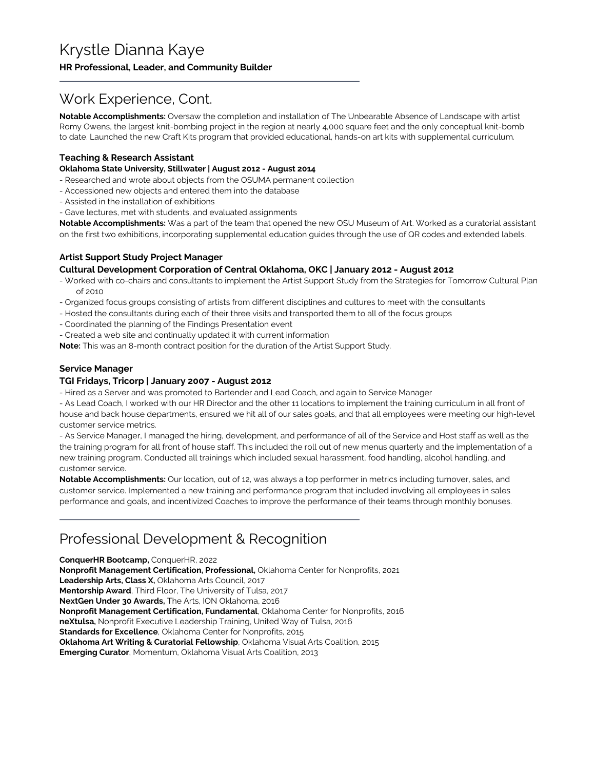# Krystle Dianna Kaye

**HR Professional, Leader, and Community Builder**

## Work Experience, Cont.

**Notable Accomplishments:** Oversaw the completion and installation of The Unbearable Absence of Landscape with artist Romy Owens, the largest knit-bombing project in the region at nearly 4,000 square feet and the only conceptual knit-bomb to date. Launched the new Craft Kits program that provided educational, hands-on art kits with supplemental curriculum.

### Teaching & Research Assistant

**Oklahoma State University, Stillwater | August 2012 - August 2014**

- Researched and wrote about objects from the OSUMA permanent collection
- Accessioned new objects and entered them into the database
- Assisted in the installation of exhibitions
- Gave lectures, met with students, and evaluated assignments

**Notable Accomplishments:** Was a part of the team that opened the new OSU Museum of Art. Worked as a curatorial assistant on the first two exhibitions, incorporating supplemental education guides through the use of QR codes and extended labels.

### Artist Support Study Project Manager

**Cultural Development Corporation of Central Oklahoma, OKC | January 2012 - August 2012**

- Worked with co-chairs and consultants to implement the Artist Support Study from the Strategies for Tomorrow Cultural Plan of 2010
- Organized focus groups consisting of artists from different disciplines and cultures to meet with the consultants
- Hosted the consultants during each of their three visits and transported them to all of the focus groups
- Coordinated the planning of the Findings Presentation event
- Created a web site and continually updated it with current information

**Note:** This was an 8-month contract position for the duration of the Artist Support Study.

### Service Manager

**TGI Fridays, Tricorp | January 2007 - August 2012**

- Hired as a Server and was promoted to Bartender and Lead Coach, and again to Service Manager
- As Lead Coach, I worked with our HR Director and the other 11 locations to implement the training curriculum in all front of house and back house departments, ensured we hit all of our sales goals, and that all employees were meeting our high-level customer service metrics.
- As Service Manager, I managed the hiring, development, and performance of all of the Service and Host staff as well as the the training program for all front of house staff. This included the roll out of new menus quarterly and the implementation of a new training program. Conducted all trainings which included sexual harassment, food handling, alcohol handling, and customer service.

**Notable Accomplishments:** Our location, out of 12, was always a top performer in metrics including turnover, sales, and customer service. Implemented a new training and performance program that included involving all employees in sales performance and goals, and incentivized Coaches to improve the performance of their teams through monthly bonuses.

## Professional Development & Recognition

**ConquerHR Bootcamp,** ConquerHR, 2022
**Nonprofit Management Certification, Professional,** Oklahoma Center for Nonprofits, 2021
**Leadership Arts, Class X,** Oklahoma Arts Council, 2017
**Mentorship Award**, Third Floor, The University of Tulsa, 2017
**NextGen Under 30 Awards,** The Arts, ION Oklahoma, 2016
**Nonprofit Management Certification, Fundamental**, Oklahoma Center for Nonprofits, 2016
**neXtulsa,** Nonprofit Executive Leadership Training, United Way of Tulsa, 2016
**Standards for Excellence**, Oklahoma Center for Nonprofits, 2015
**Oklahoma Art Writing & Curatorial Fellowship**, Oklahoma Visual Arts Coalition, 2015
**Emerging Curator**, Momentum, Oklahoma Visual Arts Coalition, 2013